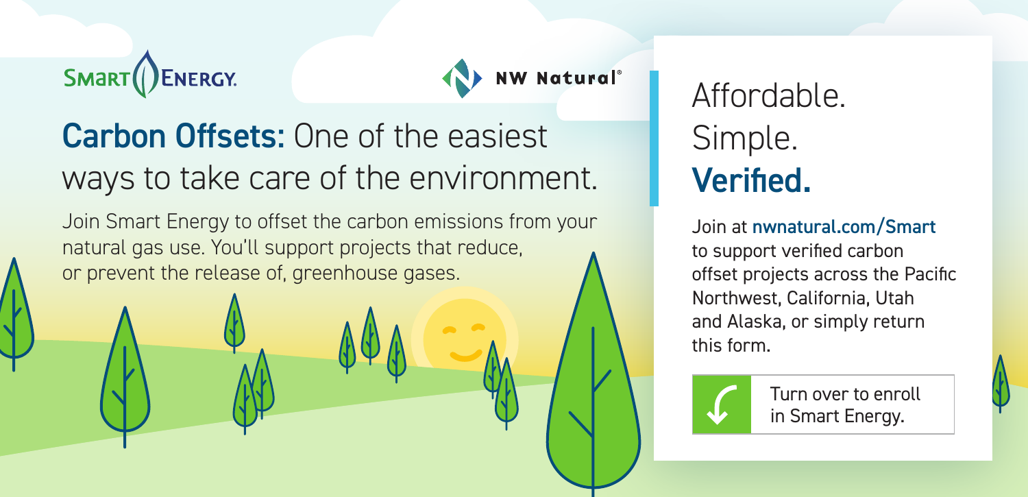SMART ENERGY.

NW Natural®

# **Carbon Offsets:** One of the easiest ways to take care of the environment.

Join Smart Energy to offset the carbon emissions from your natural gas use. You'll support projects that reduce, or prevent the release of, greenhouse gases.

## Affordable. Simple. **Verified.**

Join at **nwnatural.com/Smart** to support verified carbon offset projects across the Pacific Northwest, California, Utah and Alaska, or simply return this form.

Turn over to enroll in Smart Energy.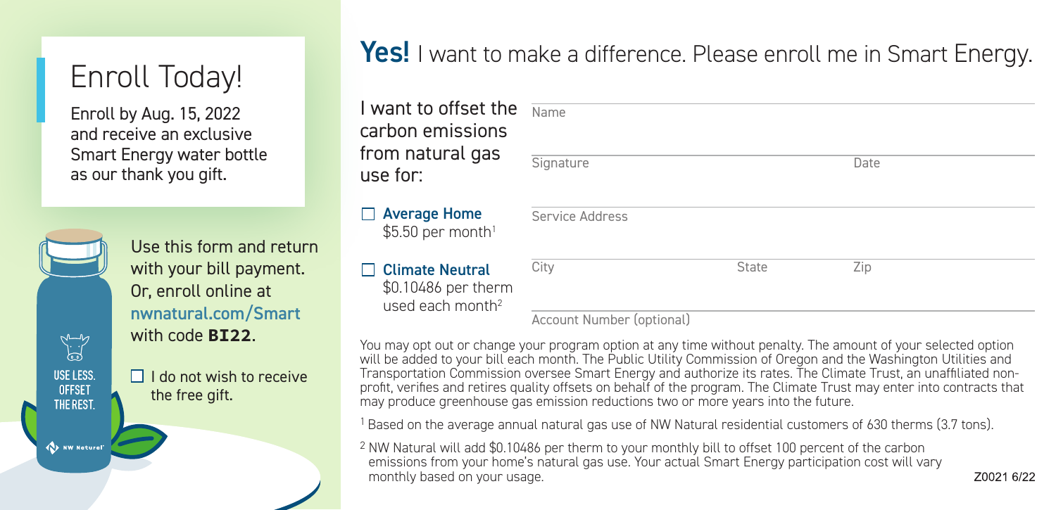# Enroll Today!

Enroll by Aug. 15, 2022 and receive an exclusive Smart Energy water bottle as our thank you gift.

USE LESS. OFFSET THE REST.

NW Natural

Use this form and return with your bill payment. Or, enroll online at nwnatural.com/Smart with code **BI22**.

☐ I do not wish to receive the free gift.

## **Yes!** I want to make a difference. Please enroll me in Smart Energy.

I want to offset the carbon emissions from natural gas use for:

☐ **Average Home**
$5.50 per month[1]

☐ **Climate Neutral**
$0.10486 per therm used each month[2]

Name

Signature — Date

Service Address

City — State — Zip

Account Number (optional)

You may opt out or change your program option at any time without penalty. The amount of your selected option will be added to your bill each month. The Public Utility Commission of Oregon and the Washington Utilities and Transportation Commission oversee Smart Energy and authorize its rates. The Climate Trust, an unaffiliated non-profit, verifies and retires quality offsets on behalf of the program. The Climate Trust may enter into contracts that may produce greenhouse gas emission reductions two or more years into the future.

[1] Based on the average annual natural gas use of NW Natural residential customers of 630 therms (3.7 tons).

[2] NW Natural will add $0.10486 per therm to your monthly bill to offset 100 percent of the carbon emissions from your home's natural gas use. Your actual Smart Energy participation cost will vary monthly based on your usage.

Z0021 6/22